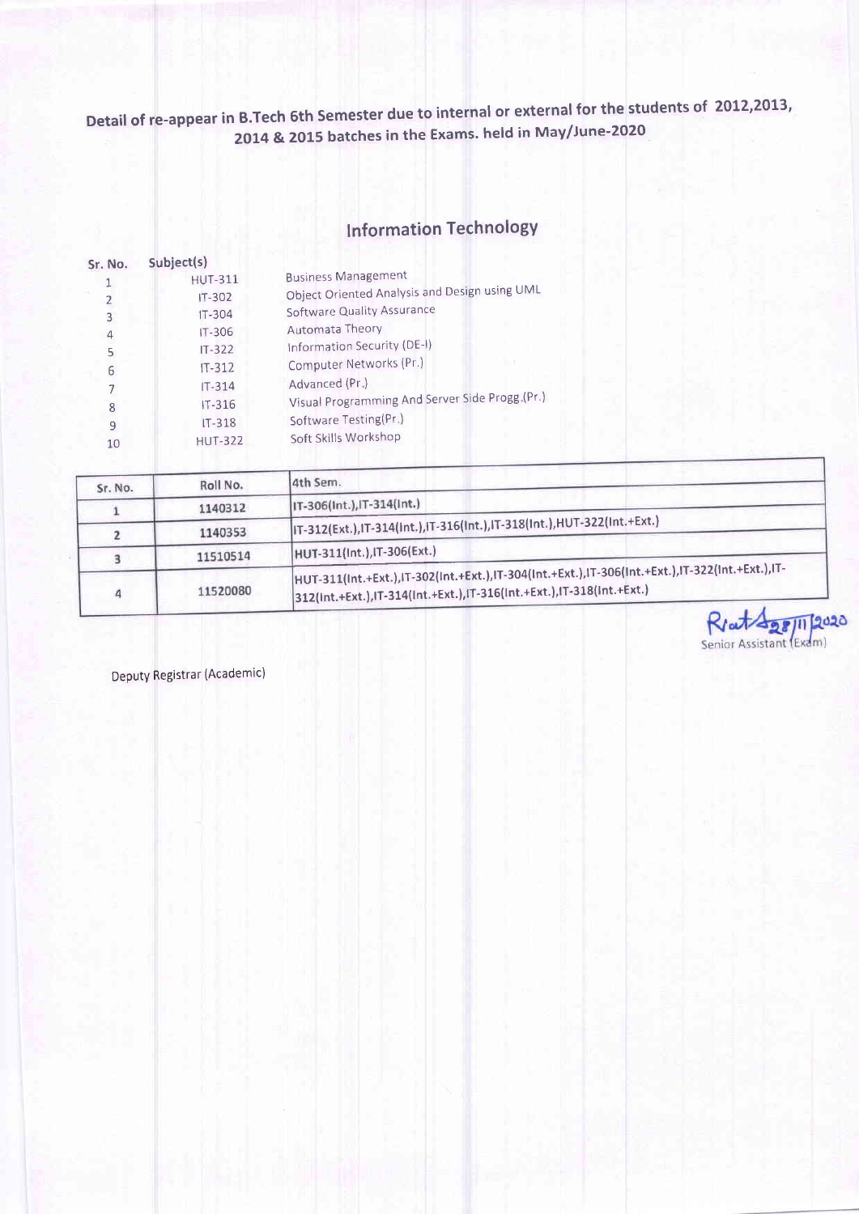## Detail of re-appear in B.Tech 6th Semester due to internal or external for the students of 2012,2013, 2014 & 2015 batches in the Exams. held in May/June-2020

### Information Technology

| Sr. No. | Subject(s) | |
|---|---|---|
| 1 | HUT-311 | Business Management |
| 2 | IT-302 | Object Oriented Analysis and Design using UML |
| 3 | IT-304 | Software Quality Assurance |
| 4 | IT-306 | Automata Theory |
| 5 | IT-322 | Information Security (DE-I) |
| 6 | IT-312 | Computer Networks (Pr.) |
| 7 | IT-314 | Advanced (Pr.) |
| 8 | IT-316 | Visual Programming And Server Side Progg.(Pr.) |
| 9 | IT-318 | Software Testing(Pr.) |
| 10 | HUT-322 | Soft Skills Workshop |

| Sr. No. | Roll No. | 4th Sem. |
|---|---|---|
| 1 | 1140312 | IT-306(Int.),IT-314(Int.) |
| 2 | 1140353 | IT-312(Ext.),IT-314(Int.),IT-316(Int.),IT-318(Int.),HUT-322(Int.+Ext.) |
| 3 | 11510514 | HUT-311(Int.),IT-306(Ext.) |
| 4 | 11520080 | HUT-311(Int.+Ext.),IT-302(Int.+Ext.),IT-304(Int.+Ext.),IT-306(Int.+Ext.),IT-322(Int.+Ext.),IT-312(Int.+Ext.),IT-314(Int.+Ext.),IT-316(Int.+Ext.),IT-318(Int.+Ext.) |

28/11/2020
Senior Assistant (Exam)

Deputy Registrar (Academic)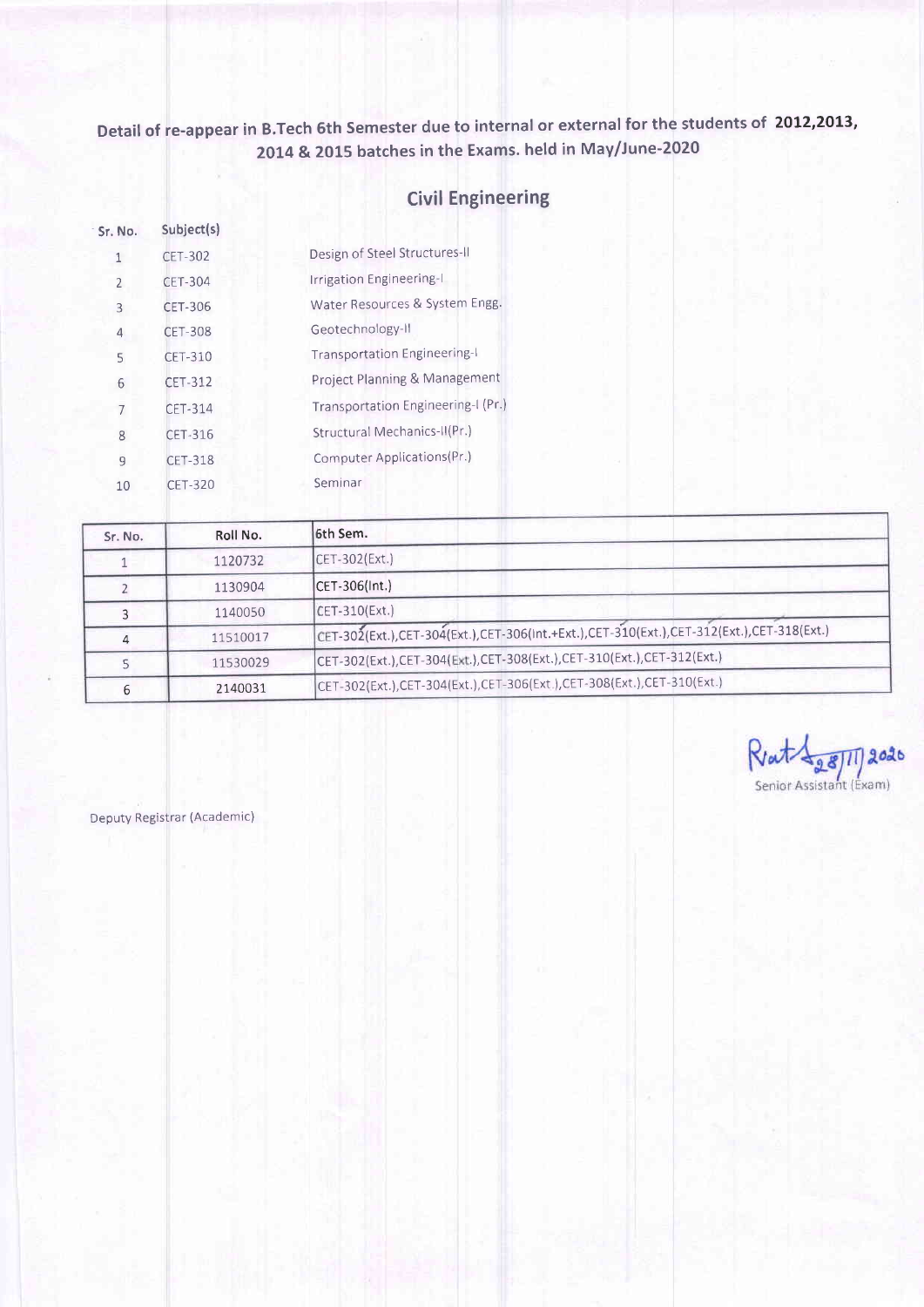## Detail of re-appear in B.Tech 6th Semester due to internal or external for the students of 2012,2013, 2014 & 2015 batches in the Exams. held in May/June-2020

## Civil Engineering

| Sr. No. | Subject(s) | |
|---|---|---|
| 1 | CET-302 | Design of Steel Structures-II |
| 2 | CET-304 | Irrigation Engineering-I |
| 3 | CET-306 | Water Resources & System Engg. |
| 4 | CET-308 | Geotechnology-II |
| 5 | CET-310 | Transportation Engineering-I |
| 6 | CET-312 | Project Planning & Management |
| 7 | CET-314 | Transportation Engineering-I (Pr.) |
| 8 | CET-316 | Structural Mechanics-II(Pr.) |
| 9 | CET-318 | Computer Applications(Pr.) |
| 10 | CET-320 | Seminar |

| Sr. No. | Roll No. | 6th Sem. |
|---|---|---|
| 1 | 1120732 | CET-302(Ext.) |
| 2 | 1130904 | CET-306(Int.) |
| 3 | 1140050 | CET-310(Ext.) |
| 4 | 11510017 | CET-302(Ext.),CET-304(Ext.),CET-306(Int.+Ext.),CET-310(Ext.),CET-312(Ext.),CET-318(Ext.) |
| 5 | 11530029 | CET-302(Ext.),CET-304(Ext.),CET-308(Ext.),CET-310(Ext.),CET-312(Ext.) |
| 6 | 2140031 | CET-302(Ext.),CET-304(Ext.),CET-306(Ext.),CET-308(Ext.),CET-310(Ext.) |

28/11/2020
Senior Assistant (Exam)

Deputy Registrar (Academic)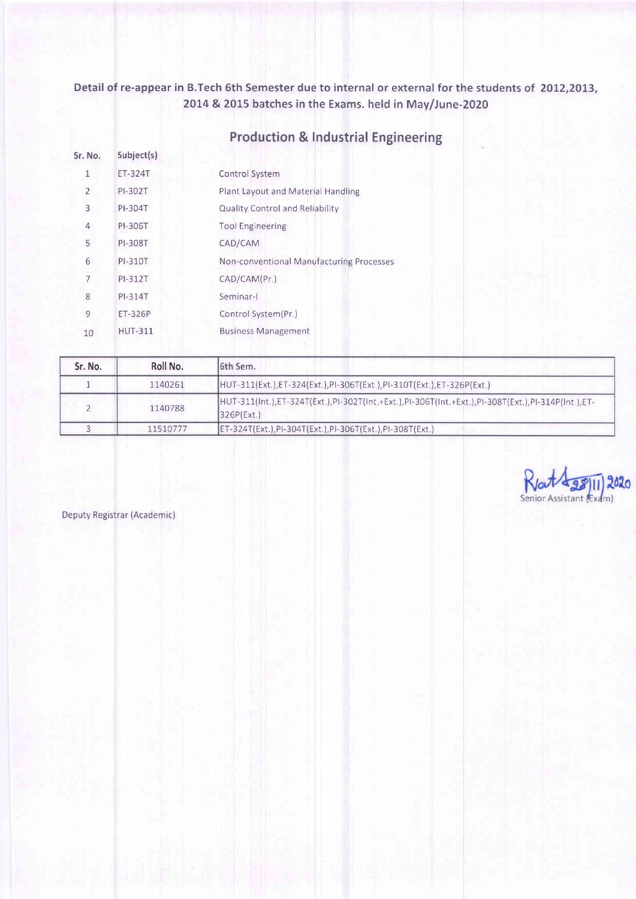**Detail of re-appear in B.Tech 6th Semester due to internal or external for the students of 2012,2013, 2014 & 2015 batches in the Exams. held in May/June-2020**

## Production & Industrial Engineering

| Sr. No. | Subject(s) | |
|---|---|---|
| 1 | ET-324T | Control System |
| 2 | PI-302T | Plant Layout and Material Handling |
| 3 | PI-304T | Quality Control and Reliability |
| 4 | PI-306T | Tool Engineering |
| 5 | PI-308T | CAD/CAM |
| 6 | PI-310T | Non-conventional Manufacturing Processes |
| 7 | PI-312T | CAD/CAM(Pr.) |
| 8 | PI-314T | Seminar-I |
| 9 | ET-326P | Control System(Pr.) |
| 10 | HUT-311 | Business Management |

| Sr. No. | Roll No. | 6th Sem. |
|---|---|---|
| 1 | 1140261 | HUT-311(Ext.),ET-324(Ext.),PI-306T(Ext.),PI-310T(Ext.),ET-326P(Ext.) |
| 2 | 1140788 | HUT-311(Int.),ET-324T(Ext.),PI-302T(Int.+Ext.),PI-306T(Int.+Ext.),PI-308T(Ext.),PI-314P(Int.),ET-326P(Ext.) |
| 3 | 11510777 | ET-324T(Ext.),PI-304T(Ext.),PI-306T(Ext.),PI-308T(Ext.) |

28/11/2020
Senior Assistant (Exam)

Deputy Registrar (Academic)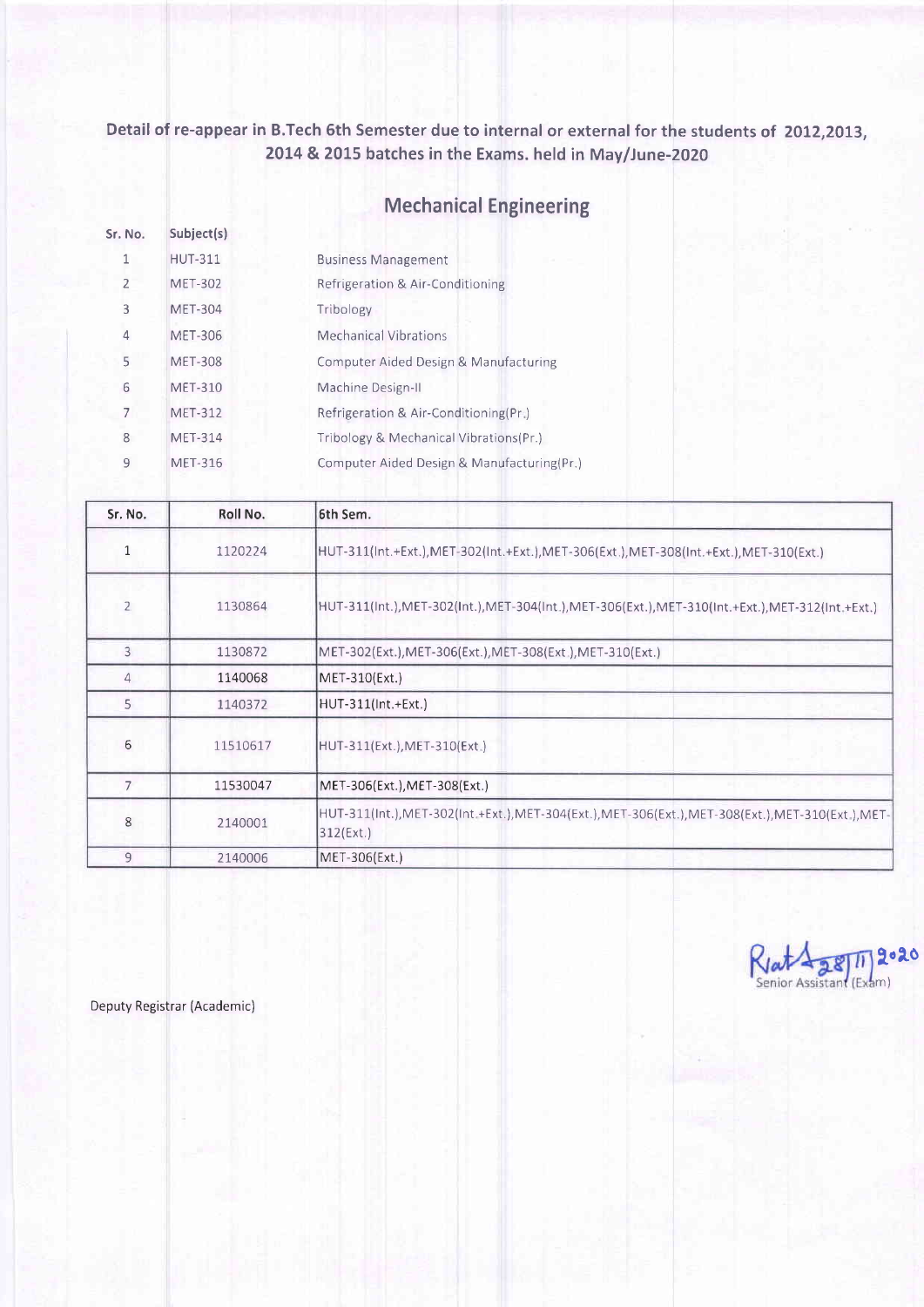**Detail of re-appear in B.Tech 6th Semester due to internal or external for the students of 2012,2013, 2014 & 2015 batches in the Exams. held in May/June-2020**

## Mechanical Engineering

| Sr. No. | Subject(s) | |
|---|---|---|
| 1 | HUT-311 | Business Management |
| 2 | MET-302 | Refrigeration & Air-Conditioning |
| 3 | MET-304 | Tribology |
| 4 | MET-306 | Mechanical Vibrations |
| 5 | MET-308 | Computer Aided Design & Manufacturing |
| 6 | MET-310 | Machine Design-II |
| 7 | MET-312 | Refrigeration & Air-Conditioning(Pr.) |
| 8 | MET-314 | Tribology & Mechanical Vibrations(Pr.) |
| 9 | MET-316 | Computer Aided Design & Manufacturing(Pr.) |

| Sr. No. | Roll No. | 6th Sem. |
|---|---|---|
| 1 | 1120224 | HUT-311(Int.+Ext.),MET-302(Int.+Ext.),MET-306(Ext.),MET-308(Int.+Ext.),MET-310(Ext.) |
| 2 | 1130864 | HUT-311(Int.),MET-302(Int.),MET-304(Int.),MET-306(Ext.),MET-310(Int.+Ext.),MET-312(Int.+Ext.) |
| 3 | 1130872 | MET-302(Ext.),MET-306(Ext.),MET-308(Ext.),MET-310(Ext.) |
| 4 | 1140068 | MET-310(Ext.) |
| 5 | 1140372 | HUT-311(Int.+Ext.) |
| 6 | 11510617 | HUT-311(Ext.),MET-310(Ext.) |
| 7 | 11530047 | MET-306(Ext.),MET-308(Ext.) |
| 8 | 2140001 | HUT-311(Int.),MET-302(Int.+Ext.),MET-304(Ext.),MET-306(Ext.),MET-308(Ext.),MET-310(Ext.),MET-312(Ext.) |
| 9 | 2140006 | MET-306(Ext.) |

28/11/2020
Senior Assistant (Exam)

Deputy Registrar (Academic)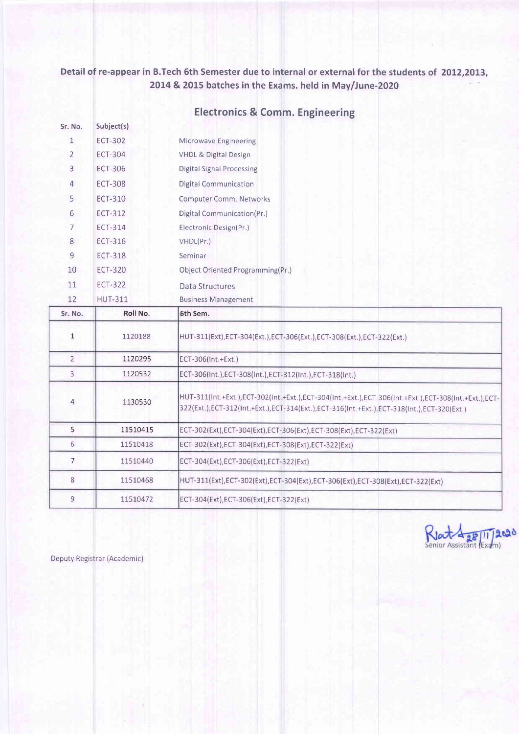**Detail of re-appear in B.Tech 6th Semester due to internal or external for the students of 2012,2013, 2014 & 2015 batches in the Exams. held in May/June-2020**

## Electronics & Comm. Engineering

| Sr. No. | Subject(s) | |
|---|---|---|
| 1 | ECT-302 | Microwave Engineering |
| 2 | ECT-304 | VHDL & Digital Design |
| 3 | ECT-306 | Digital Signal Processing |
| 4 | ECT-308 | Digital Communication |
| 5 | ECT-310 | Computer Comm. Networks |
| 6 | ECT-312 | Digital Communication(Pr.) |
| 7 | ECT-314 | Electronic Design(Pr.) |
| 8 | ECT-316 | VHDL(Pr.) |
| 9 | ECT-318 | Seminar |
| 10 | ECT-320 | Object Oriented Programming(Pr.) |
| 11 | ECT-322 | Data Structures |
| 12 | HUT-311 | Business Management |

| Sr. No. | Roll No. | 6th Sem. |
|---|---|---|
| 1 | 1120188 | HUT-311(Ext),ECT-304(Ext.),ECT-306(Ext.),ECT-308(Ext.),ECT-322(Ext.) |
| 2 | 1120295 | ECT-306(Int.+Ext.) |
| 3 | 1120532 | ECT-306(Int.),ECT-308(Int.),ECT-312(Int.),ECT-318(Int.) |
| 4 | 1130530 | HUT-311(Int.+Ext.),ECT-302(Int.+Ext.),ECT-304(Int.+Ext.),ECT-306(Int.+Ext.),ECT-308(Int.+Ext.),ECT-322(Ext.),ECT-312(Int.+Ext.),ECT-314(Ext.),ECT-316(Int.+Ext.),ECT-318(Int.),ECT-320(Ext.) |
| 5 | 11510415 | ECT-302(Ext),ECT-304(Ext),ECT-306(Ext),ECT-308(Ext),ECT-322(Ext) |
| 6 | 11510418 | ECT-302(Ext),ECT-304(Ext),ECT-308(Ext),ECT-322(Ext) |
| 7 | 11510440 | ECT-304(Ext),ECT-306(Ext),ECT-322(Ext) |
| 8 | 11510468 | HUT-311(Ext),ECT-302(Ext),ECT-304(Ext),ECT-306(Ext),ECT-308(Ext),ECT-322(Ext) |
| 9 | 11510472 | ECT-304(Ext),ECT-306(Ext),ECT-322(Ext) |

28/11/2020
Senior Assistant (Exam)

Deputy Registrar (Academic)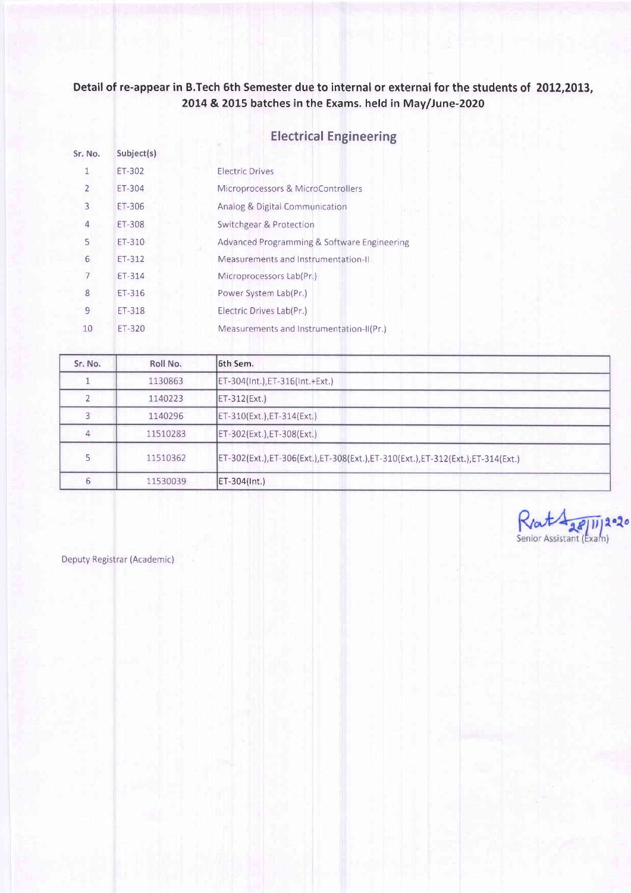**Detail of re-appear in B.Tech 6th Semester due to internal or external for the students of 2012,2013, 2014 & 2015 batches in the Exams. held in May/June-2020**

## Electrical Engineering

| Sr. No. | Subject(s) | |
|---|---|---|
| 1 | ET-302 | Electric Drives |
| 2 | ET-304 | Microprocessors & MicroControllers |
| 3 | ET-306 | Analog & Digital Communication |
| 4 | ET-308 | Switchgear & Protection |
| 5 | ET-310 | Advanced Programming & Software Engineering |
| 6 | ET-312 | Measurements and Instrumentation-II |
| 7 | ET-314 | Microprocessors Lab(Pr.) |
| 8 | ET-316 | Power System Lab(Pr.) |
| 9 | ET-318 | Electric Drives Lab(Pr.) |
| 10 | ET-320 | Measurements and Instrumentation-II(Pr.) |

| Sr. No. | Roll No. | 6th Sem. |
|---|---|---|
| 1 | 1130863 | ET-304(Int.),ET-316(Int.+Ext.) |
| 2 | 1140223 | ET-312(Ext.) |
| 3 | 1140296 | ET-310(Ext.),ET-314(Ext.) |
| 4 | 11510283 | ET-302(Ext.),ET-308(Ext.) |
| 5 | 11510362 | ET-302(Ext.),ET-306(Ext.),ET-308(Ext.),ET-310(Ext.),ET-312(Ext.),ET-314(Ext.) |
| 6 | 11530039 | ET-304(Int.) |

28/11/2020
Senior Assistant (Exam)

Deputy Registrar (Academic)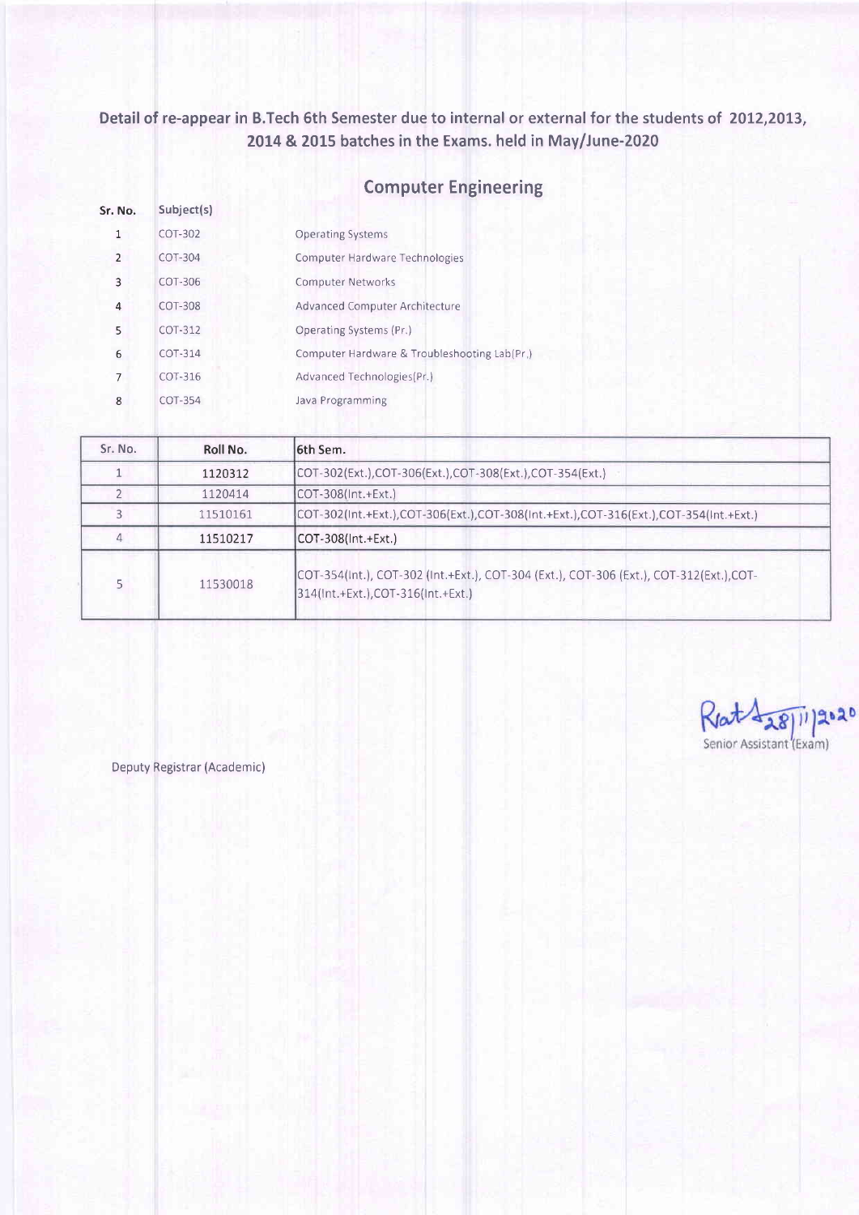## Detail of re-appear in B.Tech 6th Semester due to internal or external for the students of 2012,2013, 2014 & 2015 batches in the Exams. held in May/June-2020

### Computer Engineering

| Sr. No. | Subject(s) | |
|---|---|---|
| 1 | COT-302 | Operating Systems |
| 2 | COT-304 | Computer Hardware Technologies |
| 3 | COT-306 | Computer Networks |
| 4 | COT-308 | Advanced Computer Architecture |
| 5 | COT-312 | Operating Systems (Pr.) |
| 6 | COT-314 | Computer Hardware & Troubleshooting Lab(Pr.) |
| 7 | COT-316 | Advanced Technologies(Pr.) |
| 8 | COT-354 | Java Programming |

| Sr. No. | Roll No. | 6th Sem. |
|---|---|---|
| 1 | 1120312 | COT-302(Ext.),COT-306(Ext.),COT-308(Ext.),COT-354(Ext.) |
| 2 | 1120414 | COT-308(Int.+Ext.) |
| 3 | 11510161 | COT-302(Int.+Ext.),COT-306(Ext.),COT-308(Int.+Ext.),COT-316(Ext.),COT-354(Int.+Ext.) |
| 4 | 11510217 | COT-308(Int.+Ext.) |
| 5 | 11530018 | COT-354(Int.), COT-302 (Int.+Ext.), COT-304 (Ext.), COT-306 (Ext.), COT-312(Ext.),COT-314(Int.+Ext.),COT-316(Int.+Ext.) |

28/11/2020
Senior Assistant (Exam)

Deputy Registrar (Academic)